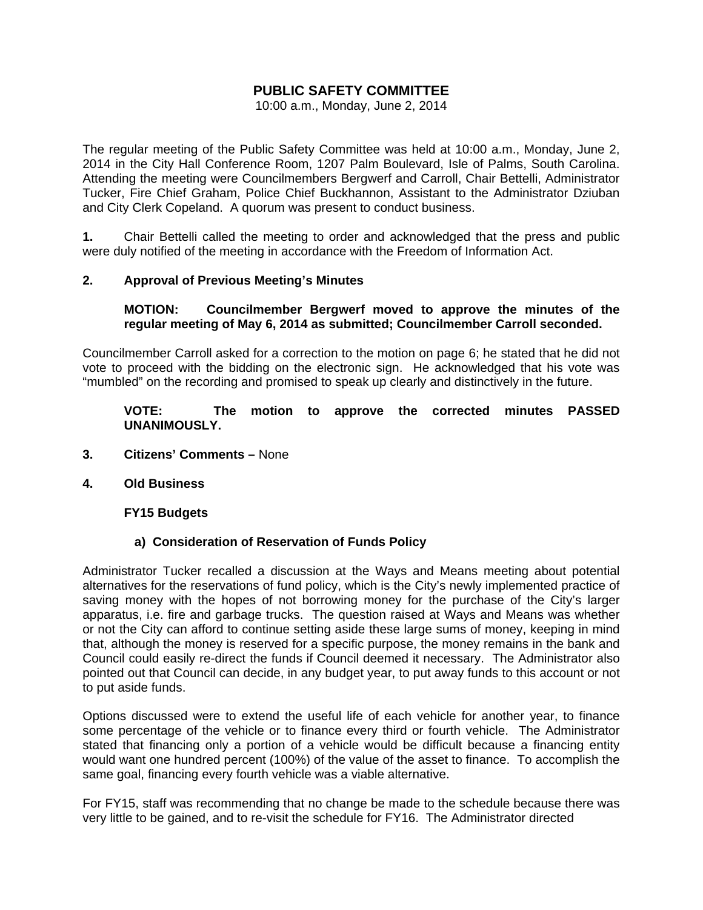# PUBLIC SAFETY COMMITTEE

10:00 a.m., Monday, June 2, 2014

The regular meeting of the Public Safety Committee was held at 10:00 a.m., Monday, June 2, 2014 in the City Hall Conference Room, 1207 Palm Boulevard, Isle of Palms, South Carolina. Attending the meeting were Councilmembers Bergwerf and Carroll, Chair Bettelli, Administrator Tucker, Fire Chief Graham, Police Chief Buckhannon, Assistant to the Administrator Dziuban and City Clerk Copeland. A quorum was present to conduct business.

**1.** Chair Bettelli called the meeting to order and acknowledged that the press and public were duly notified of the meeting in accordance with the Freedom of Information Act.

**2. Approval of Previous Meeting's Minutes**

**MOTION: Councilmember Bergwerf moved to approve the minutes of the regular meeting of May 6, 2014 as submitted; Councilmember Carroll seconded.**

Councilmember Carroll asked for a correction to the motion on page 6; he stated that he did not vote to proceed with the bidding on the electronic sign. He acknowledged that his vote was "mumbled" on the recording and promised to speak up clearly and distinctively in the future.

**VOTE: The motion to approve the corrected minutes PASSED UNANIMOUSLY.**

**3. Citizens' Comments –** None

**4. Old Business**

**FY15 Budgets**

**a) Consideration of Reservation of Funds Policy**

Administrator Tucker recalled a discussion at the Ways and Means meeting about potential alternatives for the reservations of fund policy, which is the City's newly implemented practice of saving money with the hopes of not borrowing money for the purchase of the City's larger apparatus, i.e. fire and garbage trucks. The question raised at Ways and Means was whether or not the City can afford to continue setting aside these large sums of money, keeping in mind that, although the money is reserved for a specific purpose, the money remains in the bank and Council could easily re-direct the funds if Council deemed it necessary. The Administrator also pointed out that Council can decide, in any budget year, to put away funds to this account or not to put aside funds.

Options discussed were to extend the useful life of each vehicle for another year, to finance some percentage of the vehicle or to finance every third or fourth vehicle. The Administrator stated that financing only a portion of a vehicle would be difficult because a financing entity would want one hundred percent (100%) of the value of the asset to finance. To accomplish the same goal, financing every fourth vehicle was a viable alternative.

For FY15, staff was recommending that no change be made to the schedule because there was very little to be gained, and to re-visit the schedule for FY16. The Administrator directed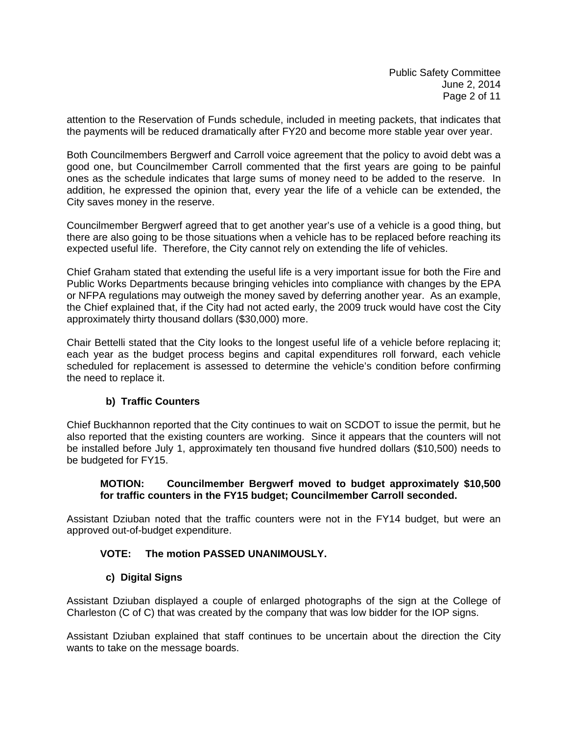attention to the Reservation of Funds schedule, included in meeting packets, that indicates that the payments will be reduced dramatically after FY20 and become more stable year over year.

Both Councilmembers Bergwerf and Carroll voice agreement that the policy to avoid debt was a good one, but Councilmember Carroll commented that the first years are going to be painful ones as the schedule indicates that large sums of money need to be added to the reserve. In addition, he expressed the opinion that, every year the life of a vehicle can be extended, the City saves money in the reserve.

Councilmember Bergwerf agreed that to get another year's use of a vehicle is a good thing, but there are also going to be those situations when a vehicle has to be replaced before reaching its expected useful life. Therefore, the City cannot rely on extending the life of vehicles.

Chief Graham stated that extending the useful life is a very important issue for both the Fire and Public Works Departments because bringing vehicles into compliance with changes by the EPA or NFPA regulations may outweigh the money saved by deferring another year. As an example, the Chief explained that, if the City had not acted early, the 2009 truck would have cost the City approximately thirty thousand dollars ($30,000) more.

Chair Bettelli stated that the City looks to the longest useful life of a vehicle before replacing it; each year as the budget process begins and capital expenditures roll forward, each vehicle scheduled for replacement is assessed to determine the vehicle's condition before confirming the need to replace it.

**b) Traffic Counters**

Chief Buckhannon reported that the City continues to wait on SCDOT to issue the permit, but he also reported that the existing counters are working. Since it appears that the counters will not be installed before July 1, approximately ten thousand five hundred dollars ($10,500) needs to be budgeted for FY15.

**MOTION: Councilmember Bergwerf moved to budget approximately $10,500 for traffic counters in the FY15 budget; Councilmember Carroll seconded.**

Assistant Dziuban noted that the traffic counters were not in the FY14 budget, but were an approved out-of-budget expenditure.

**VOTE: The motion PASSED UNANIMOUSLY.**

**c) Digital Signs**

Assistant Dziuban displayed a couple of enlarged photographs of the sign at the College of Charleston (C of C) that was created by the company that was low bidder for the IOP signs.

Assistant Dziuban explained that staff continues to be uncertain about the direction the City wants to take on the message boards.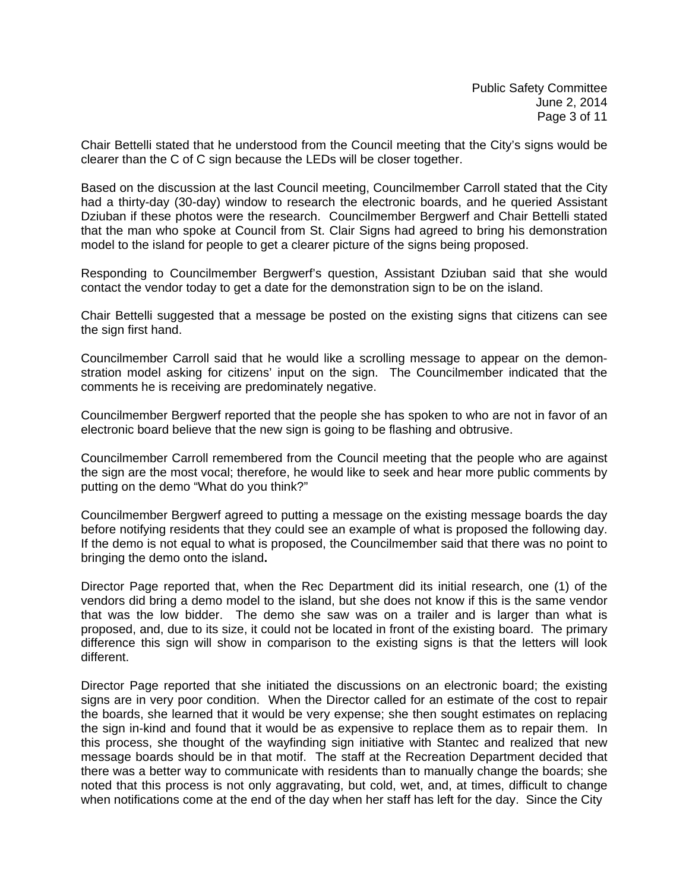Chair Bettelli stated that he understood from the Council meeting that the City's signs would be clearer than the C of C sign because the LEDs will be closer together.

Based on the discussion at the last Council meeting, Councilmember Carroll stated that the City had a thirty-day (30-day) window to research the electronic boards, and he queried Assistant Dziuban if these photos were the research. Councilmember Bergwerf and Chair Bettelli stated that the man who spoke at Council from St. Clair Signs had agreed to bring his demonstration model to the island for people to get a clearer picture of the signs being proposed.

Responding to Councilmember Bergwerf's question, Assistant Dziuban said that she would contact the vendor today to get a date for the demonstration sign to be on the island.

Chair Bettelli suggested that a message be posted on the existing signs that citizens can see the sign first hand.

Councilmember Carroll said that he would like a scrolling message to appear on the demonstration model asking for citizens' input on the sign. The Councilmember indicated that the comments he is receiving are predominately negative.

Councilmember Bergwerf reported that the people she has spoken to who are not in favor of an electronic board believe that the new sign is going to be flashing and obtrusive.

Councilmember Carroll remembered from the Council meeting that the people who are against the sign are the most vocal; therefore, he would like to seek and hear more public comments by putting on the demo "What do you think?"

Councilmember Bergwerf agreed to putting a message on the existing message boards the day before notifying residents that they could see an example of what is proposed the following day. If the demo is not equal to what is proposed, the Councilmember said that there was no point to bringing the demo onto the island**.**

Director Page reported that, when the Rec Department did its initial research, one (1) of the vendors did bring a demo model to the island, but she does not know if this is the same vendor that was the low bidder. The demo she saw was on a trailer and is larger than what is proposed, and, due to its size, it could not be located in front of the existing board. The primary difference this sign will show in comparison to the existing signs is that the letters will look different.

Director Page reported that she initiated the discussions on an electronic board; the existing signs are in very poor condition. When the Director called for an estimate of the cost to repair the boards, she learned that it would be very expense; she then sought estimates on replacing the sign in-kind and found that it would be as expensive to replace them as to repair them. In this process, she thought of the wayfinding sign initiative with Stantec and realized that new message boards should be in that motif. The staff at the Recreation Department decided that there was a better way to communicate with residents than to manually change the boards; she noted that this process is not only aggravating, but cold, wet, and, at times, difficult to change when notifications come at the end of the day when her staff has left for the day. Since the City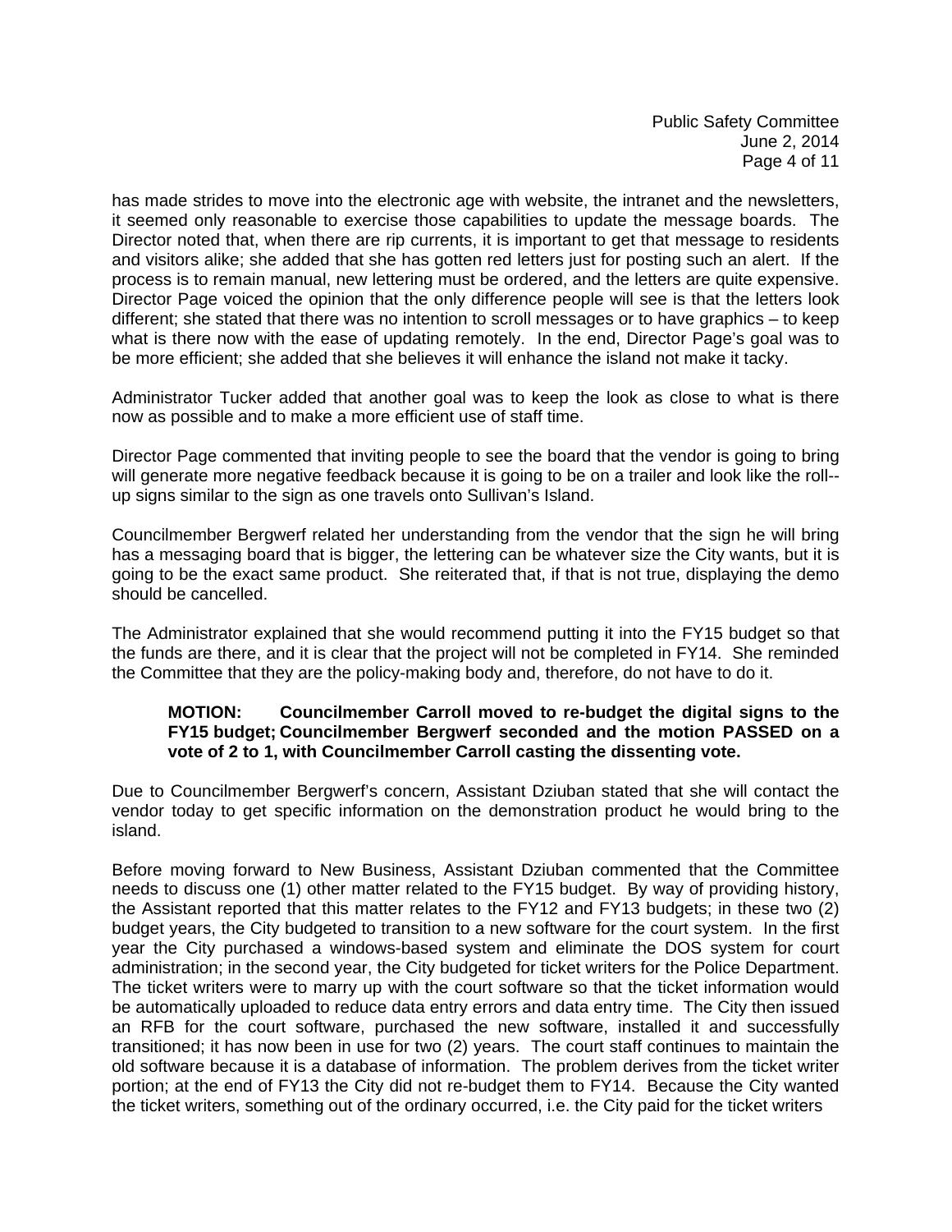has made strides to move into the electronic age with website, the intranet and the newsletters, it seemed only reasonable to exercise those capabilities to update the message boards. The Director noted that, when there are rip currents, it is important to get that message to residents and visitors alike; she added that she has gotten red letters just for posting such an alert. If the process is to remain manual, new lettering must be ordered, and the letters are quite expensive. Director Page voiced the opinion that the only difference people will see is that the letters look different; she stated that there was no intention to scroll messages or to have graphics – to keep what is there now with the ease of updating remotely. In the end, Director Page's goal was to be more efficient; she added that she believes it will enhance the island not make it tacky.

Administrator Tucker added that another goal was to keep the look as close to what is there now as possible and to make a more efficient use of staff time.

Director Page commented that inviting people to see the board that the vendor is going to bring will generate more negative feedback because it is going to be on a trailer and look like the roll--up signs similar to the sign as one travels onto Sullivan's Island.

Councilmember Bergwerf related her understanding from the vendor that the sign he will bring has a messaging board that is bigger, the lettering can be whatever size the City wants, but it is going to be the exact same product. She reiterated that, if that is not true, displaying the demo should be cancelled.

The Administrator explained that she would recommend putting it into the FY15 budget so that the funds are there, and it is clear that the project will not be completed in FY14. She reminded the Committee that they are the policy-making body and, therefore, do not have to do it.

> **MOTION: Councilmember Carroll moved to re-budget the digital signs to the FY15 budget; Councilmember Bergwerf seconded and the motion PASSED on a vote of 2 to 1, with Councilmember Carroll casting the dissenting vote.**

Due to Councilmember Bergwerf's concern, Assistant Dziuban stated that she will contact the vendor today to get specific information on the demonstration product he would bring to the island.

Before moving forward to New Business, Assistant Dziuban commented that the Committee needs to discuss one (1) other matter related to the FY15 budget. By way of providing history, the Assistant reported that this matter relates to the FY12 and FY13 budgets; in these two (2) budget years, the City budgeted to transition to a new software for the court system. In the first year the City purchased a windows-based system and eliminate the DOS system for court administration; in the second year, the City budgeted for ticket writers for the Police Department. The ticket writers were to marry up with the court software so that the ticket information would be automatically uploaded to reduce data entry errors and data entry time. The City then issued an RFB for the court software, purchased the new software, installed it and successfully transitioned; it has now been in use for two (2) years. The court staff continues to maintain the old software because it is a database of information. The problem derives from the ticket writer portion; at the end of FY13 the City did not re-budget them to FY14. Because the City wanted the ticket writers, something out of the ordinary occurred, i.e. the City paid for the ticket writers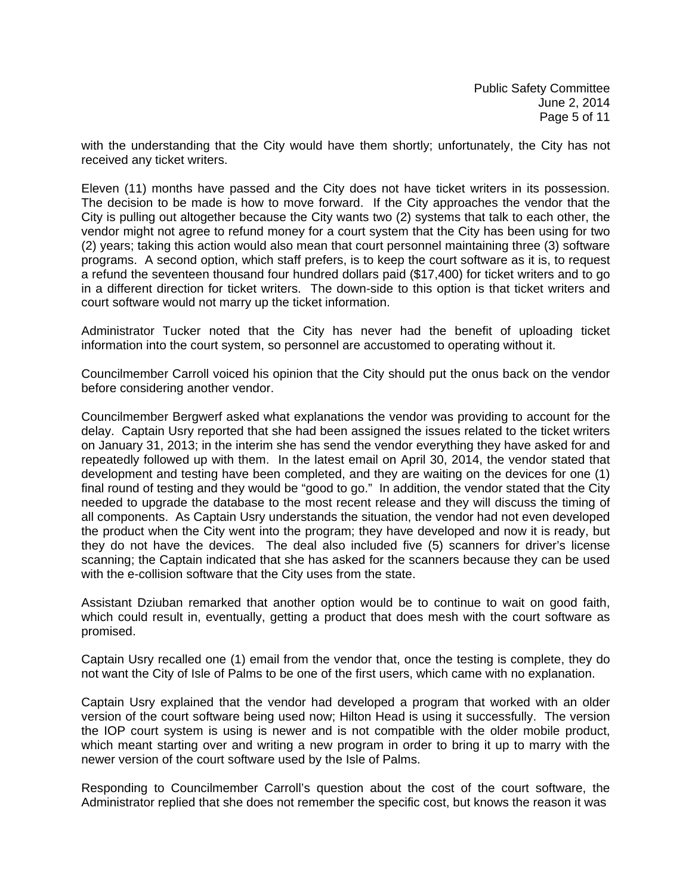with the understanding that the City would have them shortly; unfortunately, the City has not received any ticket writers.

Eleven (11) months have passed and the City does not have ticket writers in its possession. The decision to be made is how to move forward. If the City approaches the vendor that the City is pulling out altogether because the City wants two (2) systems that talk to each other, the vendor might not agree to refund money for a court system that the City has been using for two (2) years; taking this action would also mean that court personnel maintaining three (3) software programs. A second option, which staff prefers, is to keep the court software as it is, to request a refund the seventeen thousand four hundred dollars paid ($17,400) for ticket writers and to go in a different direction for ticket writers. The down-side to this option is that ticket writers and court software would not marry up the ticket information.

Administrator Tucker noted that the City has never had the benefit of uploading ticket information into the court system, so personnel are accustomed to operating without it.

Councilmember Carroll voiced his opinion that the City should put the onus back on the vendor before considering another vendor.

Councilmember Bergwerf asked what explanations the vendor was providing to account for the delay. Captain Usry reported that she had been assigned the issues related to the ticket writers on January 31, 2013; in the interim she has send the vendor everything they have asked for and repeatedly followed up with them. In the latest email on April 30, 2014, the vendor stated that development and testing have been completed, and they are waiting on the devices for one (1) final round of testing and they would be "good to go." In addition, the vendor stated that the City needed to upgrade the database to the most recent release and they will discuss the timing of all components. As Captain Usry understands the situation, the vendor had not even developed the product when the City went into the program; they have developed and now it is ready, but they do not have the devices. The deal also included five (5) scanners for driver's license scanning; the Captain indicated that she has asked for the scanners because they can be used with the e-collision software that the City uses from the state.

Assistant Dziuban remarked that another option would be to continue to wait on good faith, which could result in, eventually, getting a product that does mesh with the court software as promised.

Captain Usry recalled one (1) email from the vendor that, once the testing is complete, they do not want the City of Isle of Palms to be one of the first users, which came with no explanation.

Captain Usry explained that the vendor had developed a program that worked with an older version of the court software being used now; Hilton Head is using it successfully. The version the IOP court system is using is newer and is not compatible with the older mobile product, which meant starting over and writing a new program in order to bring it up to marry with the newer version of the court software used by the Isle of Palms.

Responding to Councilmember Carroll's question about the cost of the court software, the Administrator replied that she does not remember the specific cost, but knows the reason it was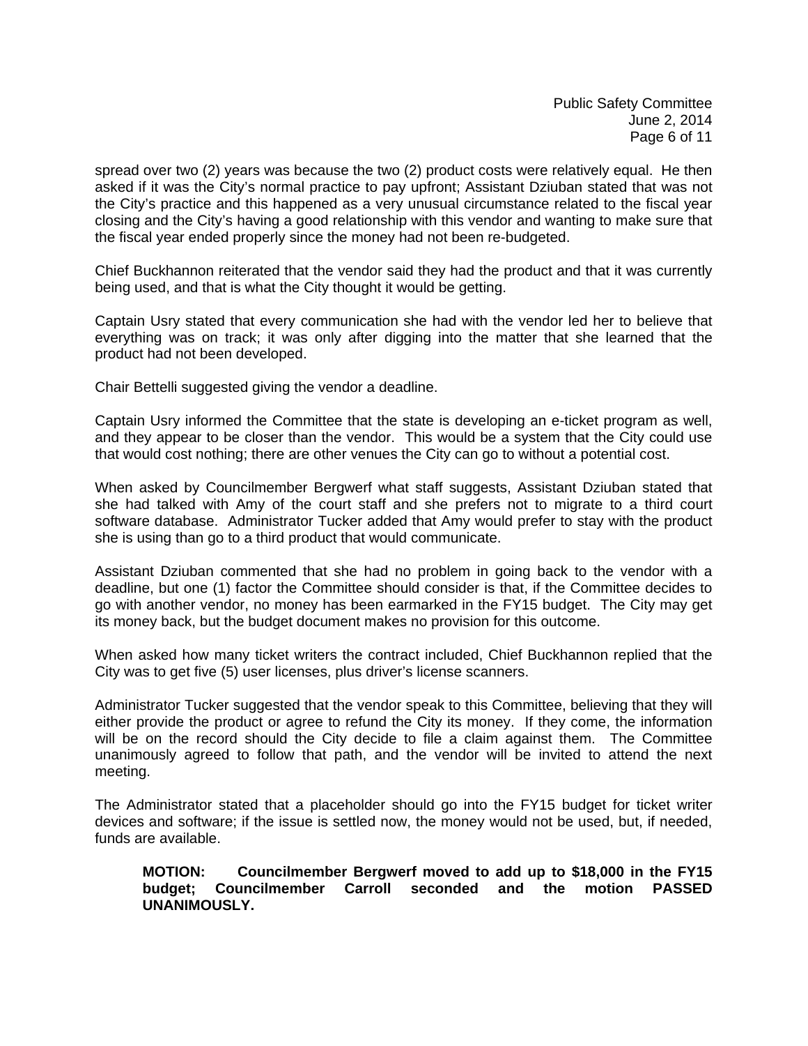spread over two (2) years was because the two (2) product costs were relatively equal. He then asked if it was the City's normal practice to pay upfront; Assistant Dziuban stated that was not the City's practice and this happened as a very unusual circumstance related to the fiscal year closing and the City's having a good relationship with this vendor and wanting to make sure that the fiscal year ended properly since the money had not been re-budgeted.

Chief Buckhannon reiterated that the vendor said they had the product and that it was currently being used, and that is what the City thought it would be getting.

Captain Usry stated that every communication she had with the vendor led her to believe that everything was on track; it was only after digging into the matter that she learned that the product had not been developed.

Chair Bettelli suggested giving the vendor a deadline.

Captain Usry informed the Committee that the state is developing an e-ticket program as well, and they appear to be closer than the vendor. This would be a system that the City could use that would cost nothing; there are other venues the City can go to without a potential cost.

When asked by Councilmember Bergwerf what staff suggests, Assistant Dziuban stated that she had talked with Amy of the court staff and she prefers not to migrate to a third court software database. Administrator Tucker added that Amy would prefer to stay with the product she is using than go to a third product that would communicate.

Assistant Dziuban commented that she had no problem in going back to the vendor with a deadline, but one (1) factor the Committee should consider is that, if the Committee decides to go with another vendor, no money has been earmarked in the FY15 budget. The City may get its money back, but the budget document makes no provision for this outcome.

When asked how many ticket writers the contract included, Chief Buckhannon replied that the City was to get five (5) user licenses, plus driver's license scanners.

Administrator Tucker suggested that the vendor speak to this Committee, believing that they will either provide the product or agree to refund the City its money. If they come, the information will be on the record should the City decide to file a claim against them. The Committee unanimously agreed to follow that path, and the vendor will be invited to attend the next meeting.

The Administrator stated that a placeholder should go into the FY15 budget for ticket writer devices and software; if the issue is settled now, the money would not be used, but, if needed, funds are available.

> **MOTION: Councilmember Bergwerf moved to add up to $18,000 in the FY15 budget; Councilmember Carroll seconded and the motion PASSED UNANIMOUSLY.**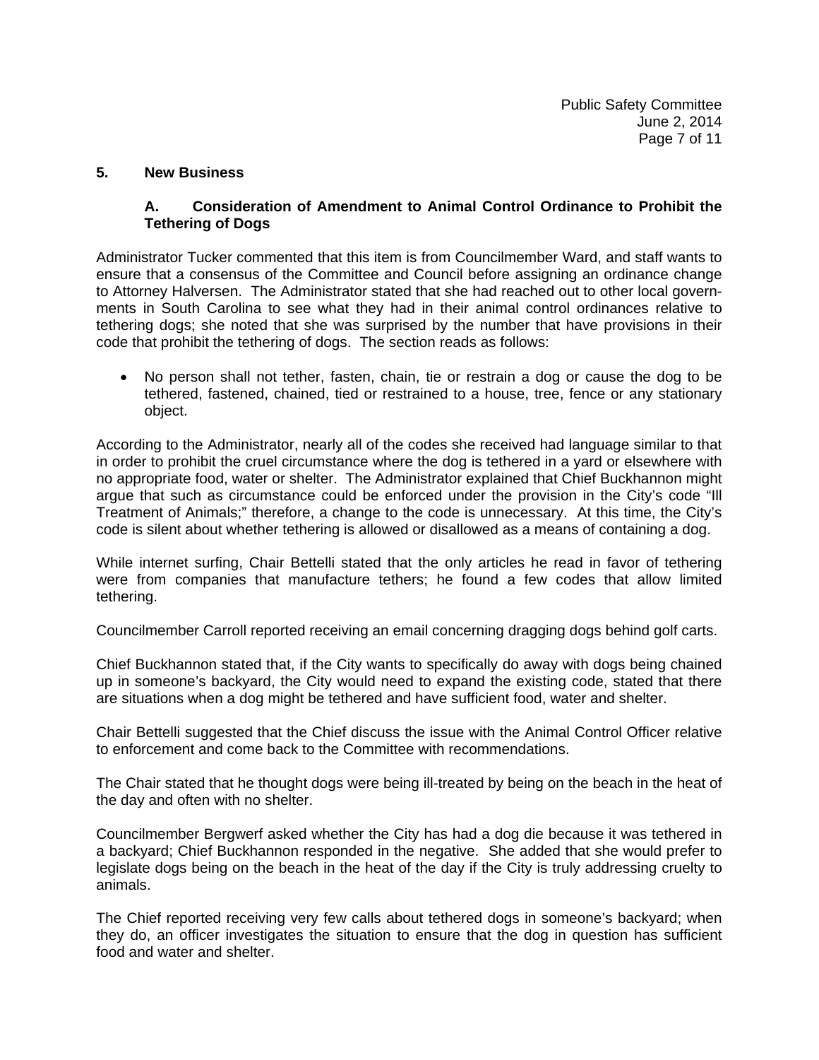## 5. New Business

### A. Consideration of Amendment to Animal Control Ordinance to Prohibit the Tethering of Dogs

Administrator Tucker commented that this item is from Councilmember Ward, and staff wants to ensure that a consensus of the Committee and Council before assigning an ordinance change to Attorney Halversen. The Administrator stated that she had reached out to other local governments in South Carolina to see what they had in their animal control ordinances relative to tethering dogs; she noted that she was surprised by the number that have provisions in their code that prohibit the tethering of dogs. The section reads as follows:

- No person shall not tether, fasten, chain, tie or restrain a dog or cause the dog to be tethered, fastened, chained, tied or restrained to a house, tree, fence or any stationary object.

According to the Administrator, nearly all of the codes she received had language similar to that in order to prohibit the cruel circumstance where the dog is tethered in a yard or elsewhere with no appropriate food, water or shelter. The Administrator explained that Chief Buckhannon might argue that such as circumstance could be enforced under the provision in the City's code "Ill Treatment of Animals;" therefore, a change to the code is unnecessary. At this time, the City's code is silent about whether tethering is allowed or disallowed as a means of containing a dog.

While internet surfing, Chair Bettelli stated that the only articles he read in favor of tethering were from companies that manufacture tethers; he found a few codes that allow limited tethering.

Councilmember Carroll reported receiving an email concerning dragging dogs behind golf carts.

Chief Buckhannon stated that, if the City wants to specifically do away with dogs being chained up in someone's backyard, the City would need to expand the existing code, stated that there are situations when a dog might be tethered and have sufficient food, water and shelter.

Chair Bettelli suggested that the Chief discuss the issue with the Animal Control Officer relative to enforcement and come back to the Committee with recommendations.

The Chair stated that he thought dogs were being ill-treated by being on the beach in the heat of the day and often with no shelter.

Councilmember Bergwerf asked whether the City has had a dog die because it was tethered in a backyard; Chief Buckhannon responded in the negative. She added that she would prefer to legislate dogs being on the beach in the heat of the day if the City is truly addressing cruelty to animals.

The Chief reported receiving very few calls about tethered dogs in someone's backyard; when they do, an officer investigates the situation to ensure that the dog in question has sufficient food and water and shelter.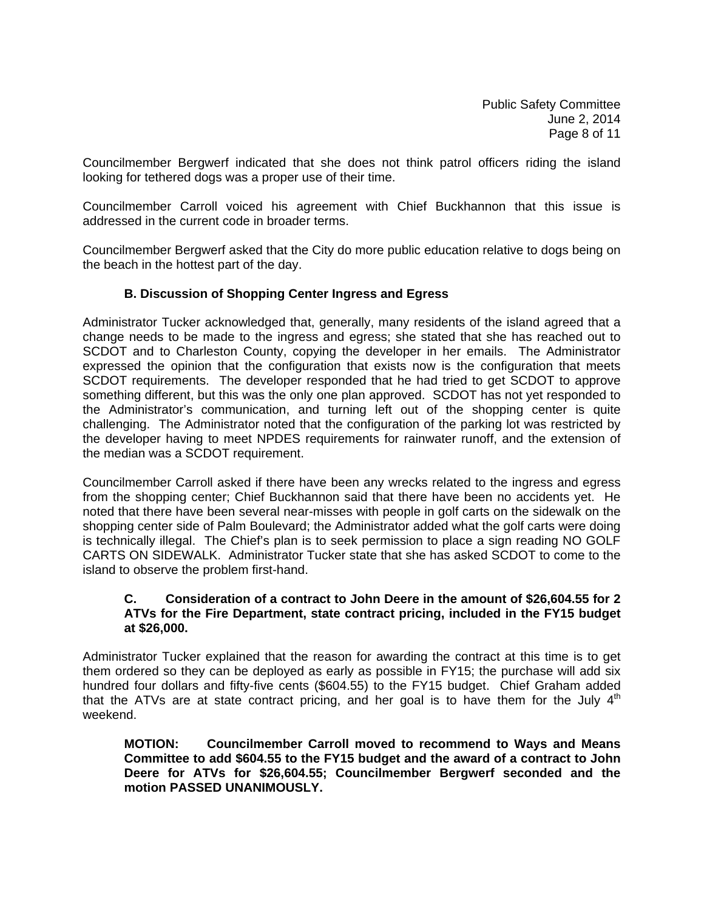Councilmember Bergwerf indicated that she does not think patrol officers riding the island looking for tethered dogs was a proper use of their time.

Councilmember Carroll voiced his agreement with Chief Buckhannon that this issue is addressed in the current code in broader terms.

Councilmember Bergwerf asked that the City do more public education relative to dogs being on the beach in the hottest part of the day.

### B. Discussion of Shopping Center Ingress and Egress

Administrator Tucker acknowledged that, generally, many residents of the island agreed that a change needs to be made to the ingress and egress; she stated that she has reached out to SCDOT and to Charleston County, copying the developer in her emails. The Administrator expressed the opinion that the configuration that exists now is the configuration that meets SCDOT requirements. The developer responded that he had tried to get SCDOT to approve something different, but this was the only one plan approved. SCDOT has not yet responded to the Administrator's communication, and turning left out of the shopping center is quite challenging. The Administrator noted that the configuration of the parking lot was restricted by the developer having to meet NPDES requirements for rainwater runoff, and the extension of the median was a SCDOT requirement.

Councilmember Carroll asked if there have been any wrecks related to the ingress and egress from the shopping center; Chief Buckhannon said that there have been no accidents yet. He noted that there have been several near-misses with people in golf carts on the sidewalk on the shopping center side of Palm Boulevard; the Administrator added what the golf carts were doing is technically illegal. The Chief's plan is to seek permission to place a sign reading NO GOLF CARTS ON SIDEWALK. Administrator Tucker state that she has asked SCDOT to come to the island to observe the problem first-hand.

### C. Consideration of a contract to John Deere in the amount of $26,604.55 for 2 ATVs for the Fire Department, state contract pricing, included in the FY15 budget at $26,000.

Administrator Tucker explained that the reason for awarding the contract at this time is to get them ordered so they can be deployed as early as possible in FY15; the purchase will add six hundred four dollars and fifty-five cents ($604.55) to the FY15 budget. Chief Graham added that the ATVs are at state contract pricing, and her goal is to have them for the July 4th weekend.

**MOTION: Councilmember Carroll moved to recommend to Ways and Means Committee to add $604.55 to the FY15 budget and the award of a contract to John Deere for ATVs for $26,604.55; Councilmember Bergwerf seconded and the motion PASSED UNANIMOUSLY.**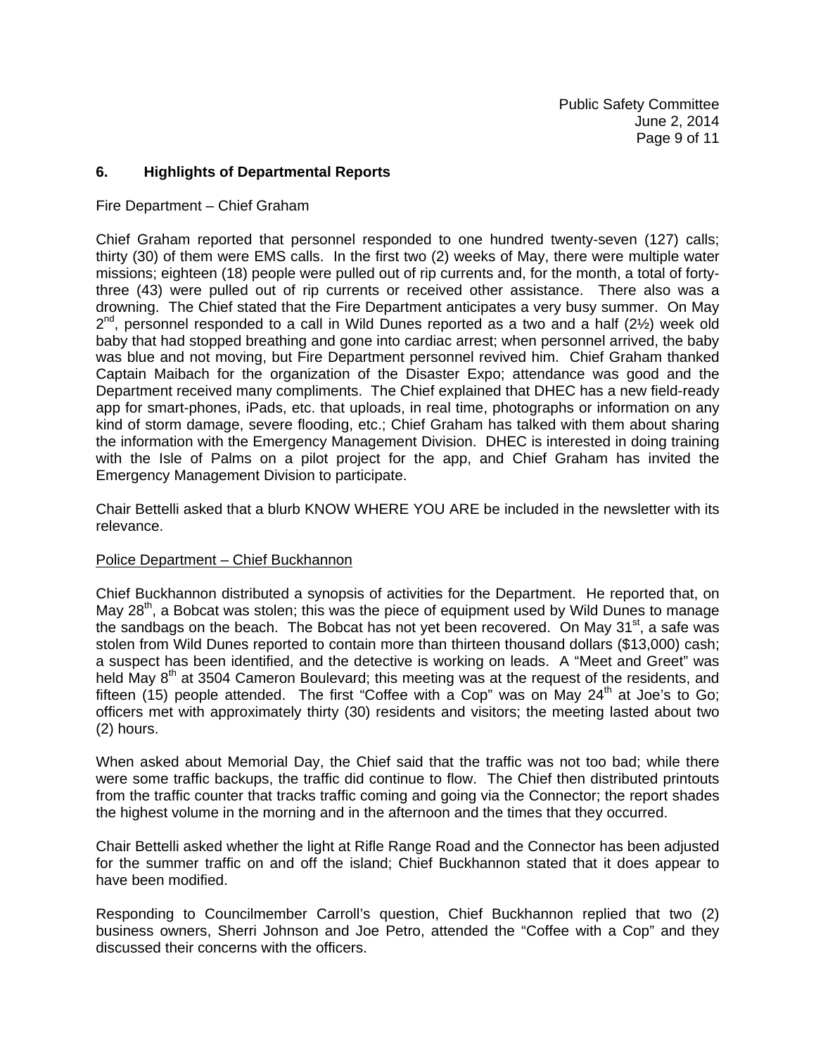## 6. Highlights of Departmental Reports

Fire Department – Chief Graham

Chief Graham reported that personnel responded to one hundred twenty-seven (127) calls; thirty (30) of them were EMS calls. In the first two (2) weeks of May, there were multiple water missions; eighteen (18) people were pulled out of rip currents and, for the month, a total of forty-three (43) were pulled out of rip currents or received other assistance. There also was a drowning. The Chief stated that the Fire Department anticipates a very busy summer. On May 2nd, personnel responded to a call in Wild Dunes reported as a two and a half (2½) week old baby that had stopped breathing and gone into cardiac arrest; when personnel arrived, the baby was blue and not moving, but Fire Department personnel revived him. Chief Graham thanked Captain Maibach for the organization of the Disaster Expo; attendance was good and the Department received many compliments. The Chief explained that DHEC has a new field-ready app for smart-phones, iPads, etc. that uploads, in real time, photographs or information on any kind of storm damage, severe flooding, etc.; Chief Graham has talked with them about sharing the information with the Emergency Management Division. DHEC is interested in doing training with the Isle of Palms on a pilot project for the app, and Chief Graham has invited the Emergency Management Division to participate.

Chair Bettelli asked that a blurb KNOW WHERE YOU ARE be included in the newsletter with its relevance.

Police Department – Chief Buckhannon

Chief Buckhannon distributed a synopsis of activities for the Department. He reported that, on May 28th, a Bobcat was stolen; this was the piece of equipment used by Wild Dunes to manage the sandbags on the beach. The Bobcat has not yet been recovered. On May 31st, a safe was stolen from Wild Dunes reported to contain more than thirteen thousand dollars ($13,000) cash; a suspect has been identified, and the detective is working on leads. A "Meet and Greet" was held May 8th at 3504 Cameron Boulevard; this meeting was at the request of the residents, and fifteen (15) people attended. The first "Coffee with a Cop" was on May 24th at Joe's to Go; officers met with approximately thirty (30) residents and visitors; the meeting lasted about two (2) hours.

When asked about Memorial Day, the Chief said that the traffic was not too bad; while there were some traffic backups, the traffic did continue to flow. The Chief then distributed printouts from the traffic counter that tracks traffic coming and going via the Connector; the report shades the highest volume in the morning and in the afternoon and the times that they occurred.

Chair Bettelli asked whether the light at Rifle Range Road and the Connector has been adjusted for the summer traffic on and off the island; Chief Buckhannon stated that it does appear to have been modified.

Responding to Councilmember Carroll's question, Chief Buckhannon replied that two (2) business owners, Sherri Johnson and Joe Petro, attended the "Coffee with a Cop" and they discussed their concerns with the officers.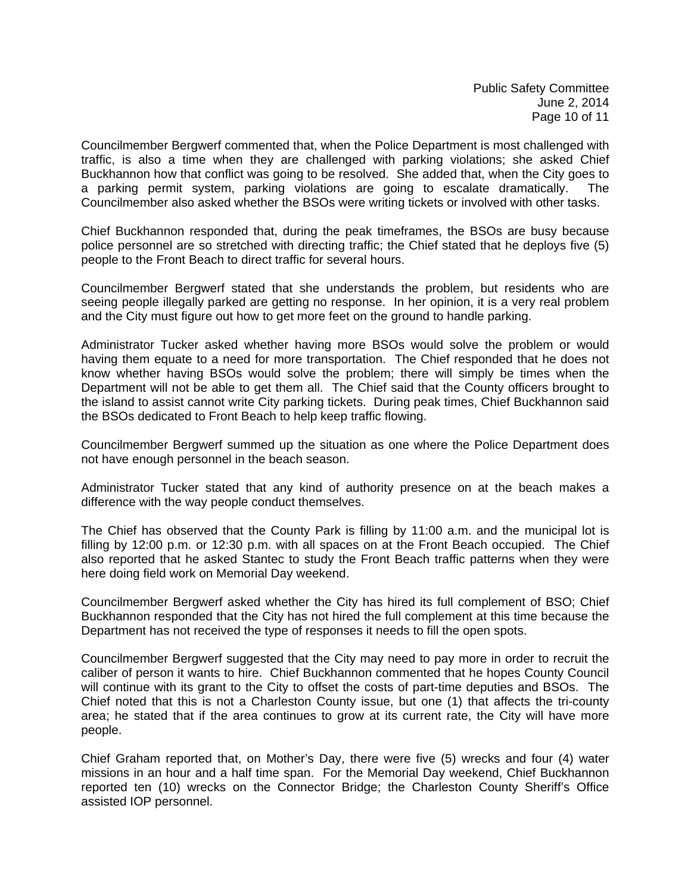Councilmember Bergwerf commented that, when the Police Department is most challenged with traffic, is also a time when they are challenged with parking violations; she asked Chief Buckhannon how that conflict was going to be resolved. She added that, when the City goes to a parking permit system, parking violations are going to escalate dramatically. The Councilmember also asked whether the BSOs were writing tickets or involved with other tasks.

Chief Buckhannon responded that, during the peak timeframes, the BSOs are busy because police personnel are so stretched with directing traffic; the Chief stated that he deploys five (5) people to the Front Beach to direct traffic for several hours.

Councilmember Bergwerf stated that she understands the problem, but residents who are seeing people illegally parked are getting no response. In her opinion, it is a very real problem and the City must figure out how to get more feet on the ground to handle parking.

Administrator Tucker asked whether having more BSOs would solve the problem or would having them equate to a need for more transportation. The Chief responded that he does not know whether having BSOs would solve the problem; there will simply be times when the Department will not be able to get them all. The Chief said that the County officers brought to the island to assist cannot write City parking tickets. During peak times, Chief Buckhannon said the BSOs dedicated to Front Beach to help keep traffic flowing.

Councilmember Bergwerf summed up the situation as one where the Police Department does not have enough personnel in the beach season.

Administrator Tucker stated that any kind of authority presence on at the beach makes a difference with the way people conduct themselves.

The Chief has observed that the County Park is filling by 11:00 a.m. and the municipal lot is filling by 12:00 p.m. or 12:30 p.m. with all spaces on at the Front Beach occupied. The Chief also reported that he asked Stantec to study the Front Beach traffic patterns when they were here doing field work on Memorial Day weekend.

Councilmember Bergwerf asked whether the City has hired its full complement of BSO; Chief Buckhannon responded that the City has not hired the full complement at this time because the Department has not received the type of responses it needs to fill the open spots.

Councilmember Bergwerf suggested that the City may need to pay more in order to recruit the caliber of person it wants to hire. Chief Buckhannon commented that he hopes County Council will continue with its grant to the City to offset the costs of part-time deputies and BSOs. The Chief noted that this is not a Charleston County issue, but one (1) that affects the tri-county area; he stated that if the area continues to grow at its current rate, the City will have more people.

Chief Graham reported that, on Mother's Day, there were five (5) wrecks and four (4) water missions in an hour and a half time span. For the Memorial Day weekend, Chief Buckhannon reported ten (10) wrecks on the Connector Bridge; the Charleston County Sheriff's Office assisted IOP personnel.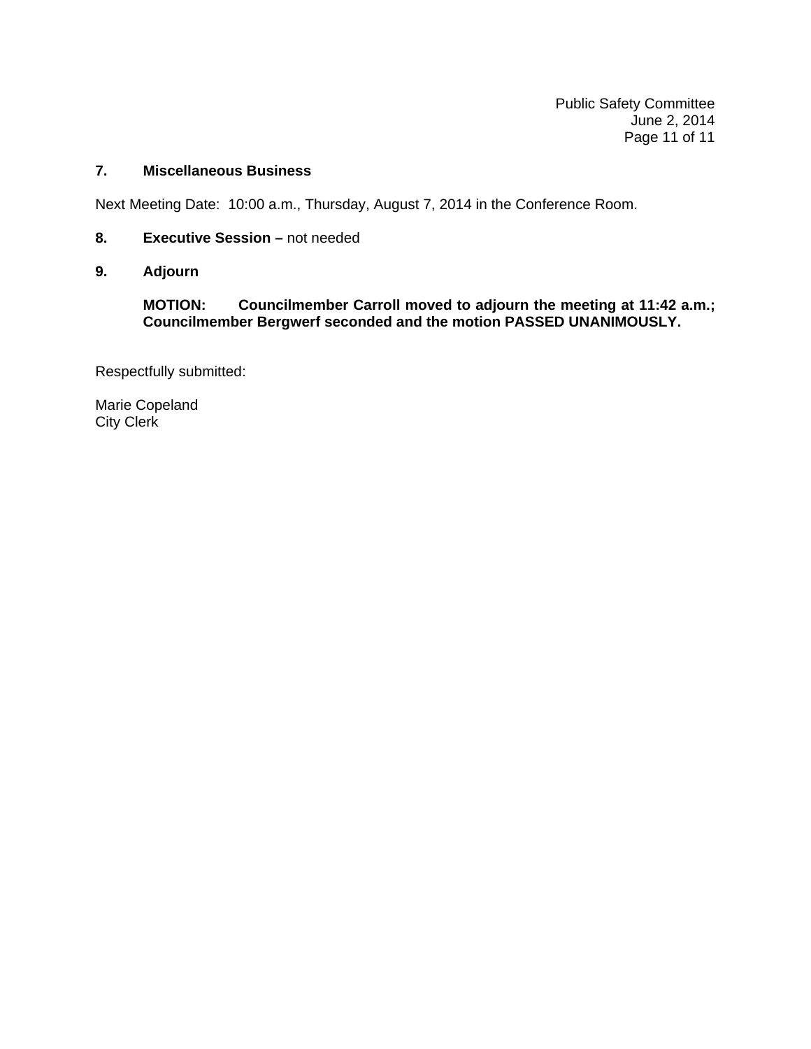## 7. Miscellaneous Business

Next Meeting Date: 10:00 a.m., Thursday, August 7, 2014 in the Conference Room.

## 8. Executive Session – not needed

## 9. Adjourn

**MOTION: Councilmember Carroll moved to adjourn the meeting at 11:42 a.m.; Councilmember Bergwerf seconded and the motion PASSED UNANIMOUSLY.**

Respectfully submitted:

Marie Copeland
City Clerk